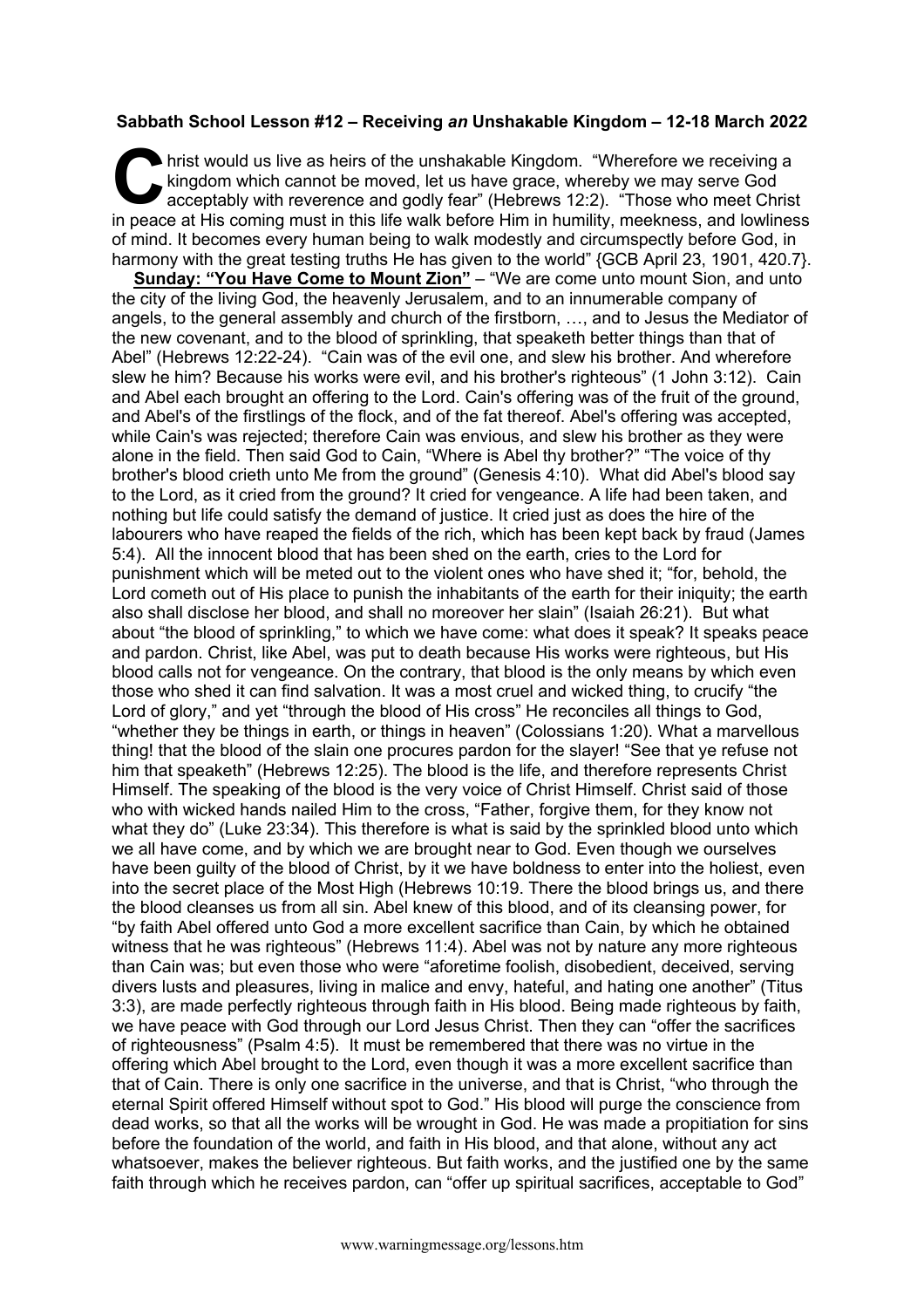**Sabbath School Lesson #12 – Receiving *an* Unshakable Kingdom – 12-18 March 2022**

Christ would us live as heirs of the unshakable Kingdom. "Wherefore we receiving a kingdom which cannot be moved, let us have grace, whereby we may serve God acceptably with reverence and godly fear" (Hebrews 12:2). "Those who meet Christ in peace at His coming must in this life walk before Him in humility, meekness, and lowliness of mind. It becomes every human being to walk modestly and circumspectly before God, in harmony with the great testing truths He has given to the world" {GCB April 23, 1901, 420.7}.

**Sunday: "You Have Come to Mount Zion"** – "We are come unto mount Sion, and unto the city of the living God, the heavenly Jerusalem, and to an innumerable company of angels, to the general assembly and church of the firstborn, …, and to Jesus the Mediator of the new covenant, and to the blood of sprinkling, that speaketh better things than that of Abel" (Hebrews 12:22-24). "Cain was of the evil one, and slew his brother. And wherefore slew he him? Because his works were evil, and his brother's righteous" (1 John 3:12). Cain and Abel each brought an offering to the Lord. Cain's offering was of the fruit of the ground, and Abel's of the firstlings of the flock, and of the fat thereof. Abel's offering was accepted, while Cain's was rejected; therefore Cain was envious, and slew his brother as they were alone in the field. Then said God to Cain, "Where is Abel thy brother?" "The voice of thy brother's blood crieth unto Me from the ground" (Genesis 4:10). What did Abel's blood say to the Lord, as it cried from the ground? It cried for vengeance. A life had been taken, and nothing but life could satisfy the demand of justice. It cried just as does the hire of the labourers who have reaped the fields of the rich, which has been kept back by fraud (James 5:4). All the innocent blood that has been shed on the earth, cries to the Lord for punishment which will be meted out to the violent ones who have shed it; "for, behold, the Lord cometh out of His place to punish the inhabitants of the earth for their iniquity; the earth also shall disclose her blood, and shall no moreover her slain" (Isaiah 26:21). But what about "the blood of sprinkling," to which we have come: what does it speak? It speaks peace and pardon. Christ, like Abel, was put to death because His works were righteous, but His blood calls not for vengeance. On the contrary, that blood is the only means by which even those who shed it can find salvation. It was a most cruel and wicked thing, to crucify "the Lord of glory," and yet "through the blood of His cross" He reconciles all things to God, "whether they be things in earth, or things in heaven" (Colossians 1:20). What a marvellous thing! that the blood of the slain one procures pardon for the slayer! "See that ye refuse not him that speaketh" (Hebrews 12:25). The blood is the life, and therefore represents Christ Himself. The speaking of the blood is the very voice of Christ Himself. Christ said of those who with wicked hands nailed Him to the cross, "Father, forgive them, for they know not what they do" (Luke 23:34). This therefore is what is said by the sprinkled blood unto which we all have come, and by which we are brought near to God. Even though we ourselves have been guilty of the blood of Christ, by it we have boldness to enter into the holiest, even into the secret place of the Most High (Hebrews 10:19. There the blood brings us, and there the blood cleanses us from all sin. Abel knew of this blood, and of its cleansing power, for "by faith Abel offered unto God a more excellent sacrifice than Cain, by which he obtained witness that he was righteous" (Hebrews 11:4). Abel was not by nature any more righteous than Cain was; but even those who were "aforetime foolish, disobedient, deceived, serving divers lusts and pleasures, living in malice and envy, hateful, and hating one another" (Titus 3:3), are made perfectly righteous through faith in His blood. Being made righteous by faith, we have peace with God through our Lord Jesus Christ. Then they can "offer the sacrifices of righteousness" (Psalm 4:5). It must be remembered that there was no virtue in the offering which Abel brought to the Lord, even though it was a more excellent sacrifice than that of Cain. There is only one sacrifice in the universe, and that is Christ, "who through the eternal Spirit offered Himself without spot to God." His blood will purge the conscience from dead works, so that all the works will be wrought in God. He was made a propitiation for sins before the foundation of the world, and faith in His blood, and that alone, without any act whatsoever, makes the believer righteous. But faith works, and the justified one by the same faith through which he receives pardon, can "offer up spiritual sacrifices, acceptable to God"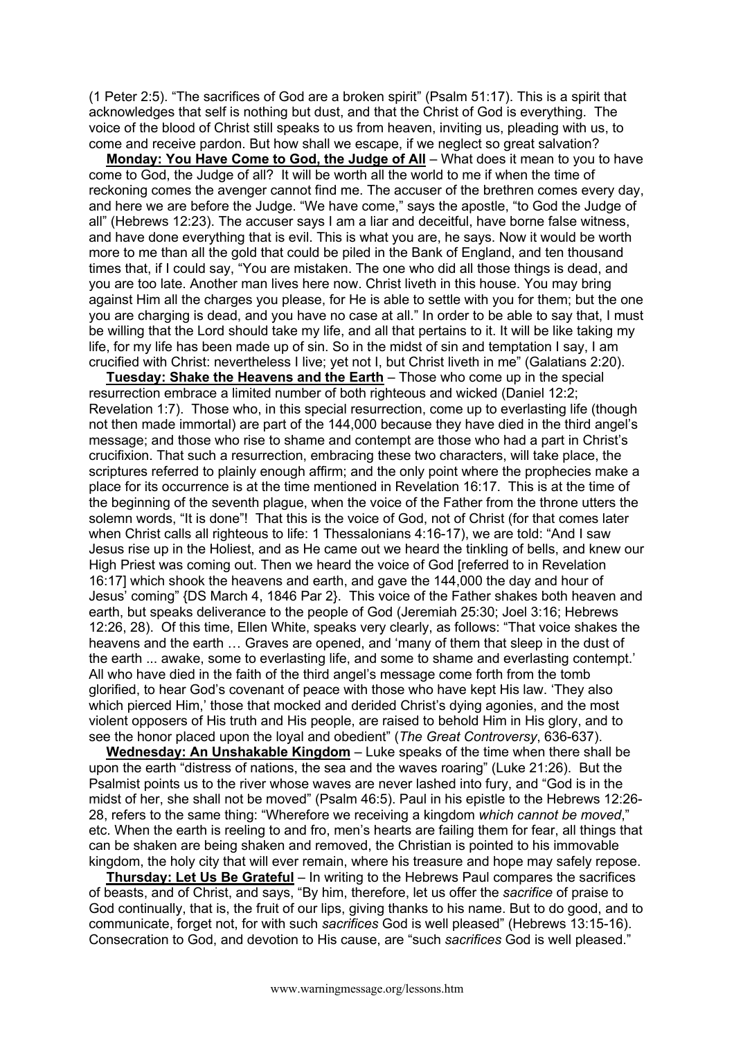(1 Peter 2:5). "The sacrifices of God are a broken spirit" (Psalm 51:17). This is a spirit that acknowledges that self is nothing but dust, and that the Christ of God is everything. The voice of the blood of Christ still speaks to us from heaven, inviting us, pleading with us, to come and receive pardon. But how shall we escape, if we neglect so great salvation?

**Monday: You Have Come to God, the Judge of All** – What does it mean to you to have come to God, the Judge of all? It will be worth all the world to me if when the time of reckoning comes the avenger cannot find me. The accuser of the brethren comes every day, and here we are before the Judge. "We have come," says the apostle, "to God the Judge of all" (Hebrews 12:23). The accuser says I am a liar and deceitful, have borne false witness, and have done everything that is evil. This is what you are, he says. Now it would be worth more to me than all the gold that could be piled in the Bank of England, and ten thousand times that, if I could say, "You are mistaken. The one who did all those things is dead, and you are too late. Another man lives here now. Christ liveth in this house. You may bring against Him all the charges you please, for He is able to settle with you for them; but the one you are charging is dead, and you have no case at all." In order to be able to say that, I must be willing that the Lord should take my life, and all that pertains to it. It will be like taking my life, for my life has been made up of sin. So in the midst of sin and temptation I say, I am crucified with Christ: nevertheless I live; yet not I, but Christ liveth in me" (Galatians 2:20).

**Tuesday: Shake the Heavens and the Earth** – Those who come up in the special resurrection embrace a limited number of both righteous and wicked (Daniel 12:2; Revelation 1:7). Those who, in this special resurrection, come up to everlasting life (though not then made immortal) are part of the 144,000 because they have died in the third angel's message; and those who rise to shame and contempt are those who had a part in Christ's crucifixion. That such a resurrection, embracing these two characters, will take place, the scriptures referred to plainly enough affirm; and the only point where the prophecies make a place for its occurrence is at the time mentioned in Revelation 16:17. This is at the time of the beginning of the seventh plague, when the voice of the Father from the throne utters the solemn words, "It is done"! That this is the voice of God, not of Christ (for that comes later when Christ calls all righteous to life: 1 Thessalonians 4:16-17), we are told: "And I saw Jesus rise up in the Holiest, and as He came out we heard the tinkling of bells, and knew our High Priest was coming out. Then we heard the voice of God [referred to in Revelation 16:17] which shook the heavens and earth, and gave the 144,000 the day and hour of Jesus' coming" {DS March 4, 1846 Par 2}. This voice of the Father shakes both heaven and earth, but speaks deliverance to the people of God (Jeremiah 25:30; Joel 3:16; Hebrews 12:26, 28). Of this time, Ellen White, speaks very clearly, as follows: "That voice shakes the heavens and the earth … Graves are opened, and 'many of them that sleep in the dust of the earth ... awake, some to everlasting life, and some to shame and everlasting contempt.' All who have died in the faith of the third angel's message come forth from the tomb glorified, to hear God's covenant of peace with those who have kept His law. 'They also which pierced Him,' those that mocked and derided Christ's dying agonies, and the most violent opposers of His truth and His people, are raised to behold Him in His glory, and to see the honor placed upon the loyal and obedient" (*The Great Controversy*, 636-637).

**Wednesday: An Unshakable Kingdom** – Luke speaks of the time when there shall be upon the earth "distress of nations, the sea and the waves roaring" (Luke 21:26). But the Psalmist points us to the river whose waves are never lashed into fury, and "God is in the midst of her, she shall not be moved" (Psalm 46:5). Paul in his epistle to the Hebrews 12:26-28, refers to the same thing: "Wherefore we receiving a kingdom *which cannot be moved*," etc. When the earth is reeling to and fro, men's hearts are failing them for fear, all things that can be shaken are being shaken and removed, the Christian is pointed to his immovable kingdom, the holy city that will ever remain, where his treasure and hope may safely repose.

**Thursday: Let Us Be Grateful** – In writing to the Hebrews Paul compares the sacrifices of beasts, and of Christ, and says, "By him, therefore, let us offer the *sacrifice* of praise to God continually, that is, the fruit of our lips, giving thanks to his name. But to do good, and to communicate, forget not, for with such *sacrifices* God is well pleased" (Hebrews 13:15-16). Consecration to God, and devotion to His cause, are "such *sacrifices* God is well pleased."